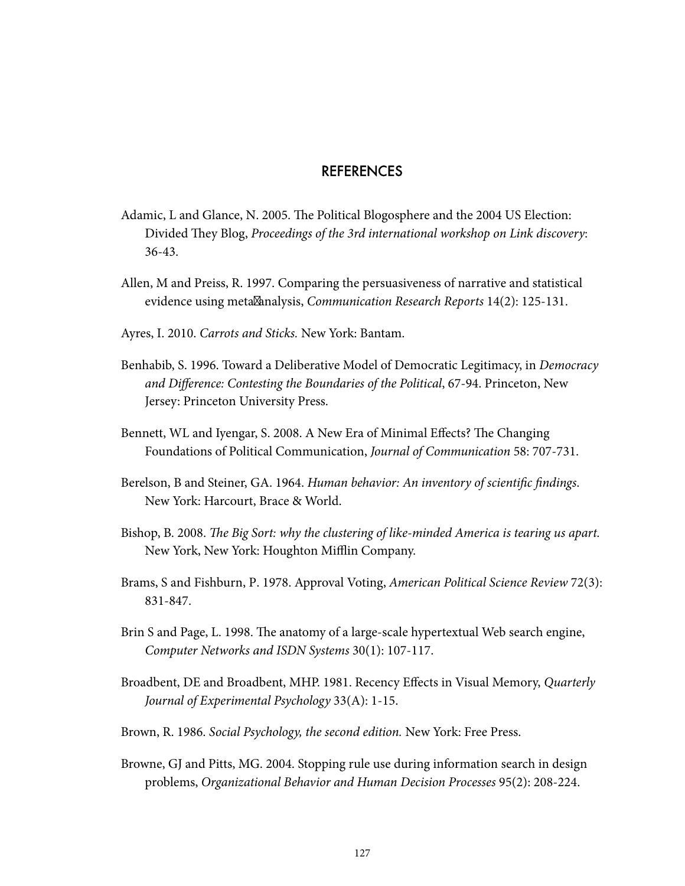# REFERENCES

Adamic, L and Glance, N. 2005. The Political Blogosphere and the 2004 US Election: Divided They Blog, *Proceedings of the 3rd international workshop on Link discovery*: 36-43.

Allen, M and Preiss, R. 1997. Comparing the persuasiveness of narrative and statistical evidence using meta-analysis, *Communication Research Reports* 14(2): 125-131.

Ayres, I. 2010. *Carrots and Sticks.* New York: Bantam.

Benhabib, S. 1996. Toward a Deliberative Model of Democratic Legitimacy, in *Democracy and Difference: Contesting the Boundaries of the Political*, 67-94. Princeton, New Jersey: Princeton University Press.

Bennett, WL and Iyengar, S. 2008. A New Era of Minimal Effects? The Changing Foundations of Political Communication, *Journal of Communication* 58: 707-731.

Berelson, B and Steiner, GA. 1964. *Human behavior: An inventory of scientific findings.* New York: Harcourt, Brace & World.

Bishop, B. 2008. *The Big Sort: why the clustering of like-minded America is tearing us apart.* New York, New York: Houghton Mifflin Company.

Brams, S and Fishburn, P. 1978. Approval Voting, *American Political Science Review* 72(3): 831-847.

Brin S and Page, L. 1998. The anatomy of a large-scale hypertextual Web search engine, *Computer Networks and ISDN Systems* 30(1): 107-117.

Broadbent, DE and Broadbent, MHP. 1981. Recency Effects in Visual Memory, *Quarterly Journal of Experimental Psychology* 33(A): 1-15.

Brown, R. 1986. *Social Psychology, the second edition.* New York: Free Press.

Browne, GJ and Pitts, MG. 2004. Stopping rule use during information search in design problems, *Organizational Behavior and Human Decision Processes* 95(2): 208-224.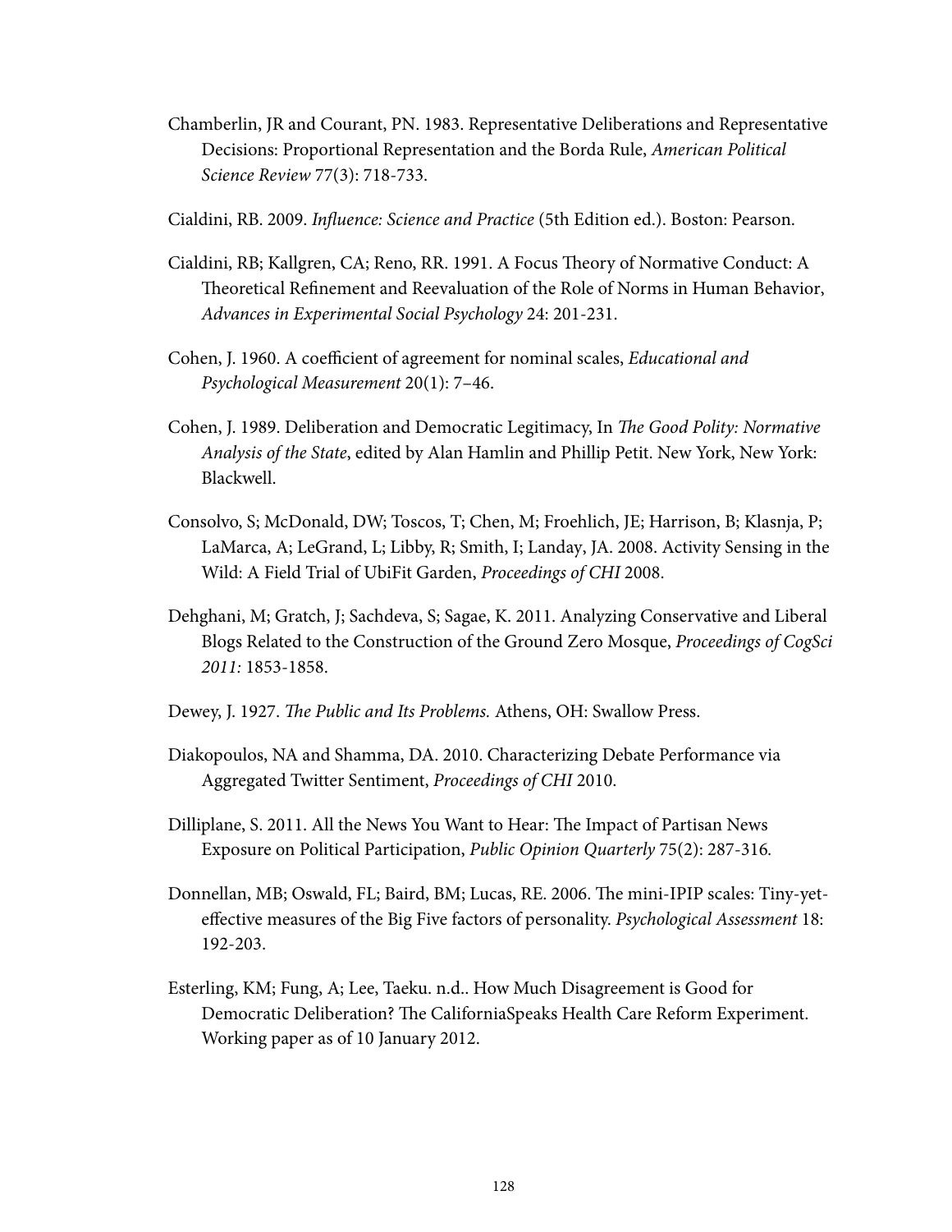Chamberlin, JR and Courant, PN. 1983. Representative Deliberations and Representative Decisions: Proportional Representation and the Borda Rule, *American Political Science Review* 77(3): 718-733.

Cialdini, RB. 2009. *Influence: Science and Practice* (5th Edition ed.). Boston: Pearson.

Cialdini, RB; Kallgren, CA; Reno, RR. 1991. A Focus Theory of Normative Conduct: A Theoretical Refinement and Reevaluation of the Role of Norms in Human Behavior, *Advances in Experimental Social Psychology* 24: 201-231.

Cohen, J. 1960. A coefficient of agreement for nominal scales, *Educational and Psychological Measurement* 20(1): 7–46.

Cohen, J. 1989. Deliberation and Democratic Legitimacy, In *The Good Polity: Normative Analysis of the State*, edited by Alan Hamlin and Phillip Petit. New York, New York: Blackwell.

Consolvo, S; McDonald, DW; Toscos, T; Chen, M; Froehlich, JE; Harrison, B; Klasnja, P; LaMarca, A; LeGrand, L; Libby, R; Smith, I; Landay, JA. 2008. Activity Sensing in the Wild: A Field Trial of UbiFit Garden, *Proceedings of CHI* 2008.

Dehghani, M; Gratch, J; Sachdeva, S; Sagae, K. 2011. Analyzing Conservative and Liberal Blogs Related to the Construction of the Ground Zero Mosque, *Proceedings of CogSci 2011:* 1853-1858.

Dewey, J. 1927. *The Public and Its Problems.* Athens, OH: Swallow Press.

Diakopoulos, NA and Shamma, DA. 2010. Characterizing Debate Performance via Aggregated Twitter Sentiment, *Proceedings of CHI* 2010.

Dilliplane, S. 2011. All the News You Want to Hear: The Impact of Partisan News Exposure on Political Participation, *Public Opinion Quarterly* 75(2): 287-316.

Donnellan, MB; Oswald, FL; Baird, BM; Lucas, RE. 2006. The mini-IPIP scales: Tiny-yet-effective measures of the Big Five factors of personality. *Psychological Assessment* 18: 192-203.

Esterling, KM; Fung, A; Lee, Taeku. n.d.. How Much Disagreement is Good for Democratic Deliberation? The CaliforniaSpeaks Health Care Reform Experiment. Working paper as of 10 January 2012.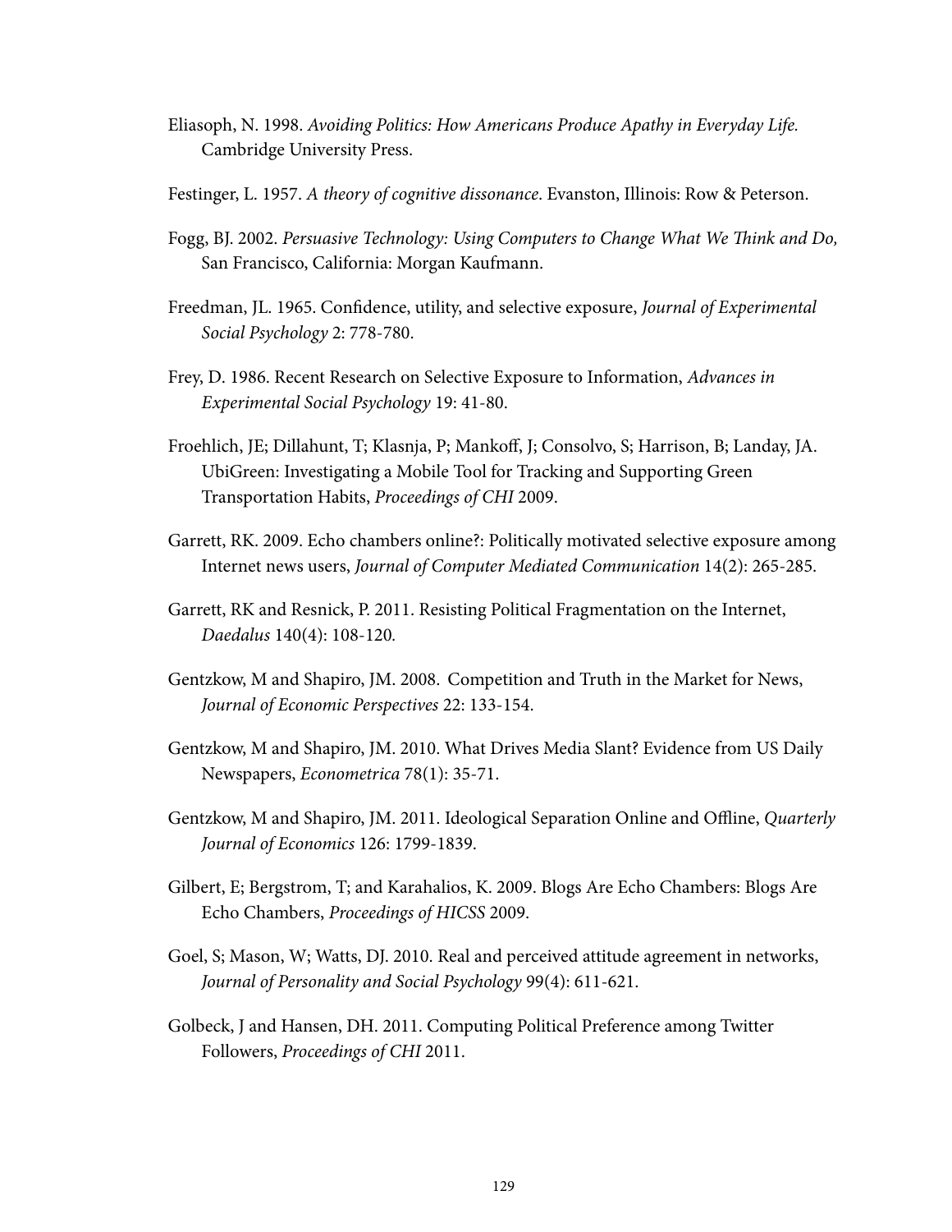Eliasoph, N. 1998. *Avoiding Politics: How Americans Produce Apathy in Everyday Life.* Cambridge University Press.

Festinger, L. 1957. *A theory of cognitive dissonance*. Evanston, Illinois: Row & Peterson.

Fogg, BJ. 2002. *Persuasive Technology: Using Computers to Change What We Think and Do,* San Francisco, California: Morgan Kaufmann.

Freedman, JL. 1965. Confidence, utility, and selective exposure, *Journal of Experimental Social Psychology* 2: 778-780.

Frey, D. 1986. Recent Research on Selective Exposure to Information, *Advances in Experimental Social Psychology* 19: 41-80.

Froehlich, JE; Dillahunt, T; Klasnja, P; Mankoff, J; Consolvo, S; Harrison, B; Landay, JA. UbiGreen: Investigating a Mobile Tool for Tracking and Supporting Green Transportation Habits, *Proceedings of CHI* 2009.

Garrett, RK. 2009. Echo chambers online?: Politically motivated selective exposure among Internet news users, *Journal of Computer Mediated Communication* 14(2): 265-285.

Garrett, RK and Resnick, P. 2011. Resisting Political Fragmentation on the Internet, *Daedalus* 140(4): 108-120*.*

Gentzkow, M and Shapiro, JM. 2008. Competition and Truth in the Market for News, *Journal of Economic Perspectives* 22: 133-154.

Gentzkow, M and Shapiro, JM. 2010. What Drives Media Slant? Evidence from US Daily Newspapers, *Econometrica* 78(1): 35-71.

Gentzkow, M and Shapiro, JM. 2011. Ideological Separation Online and Offline, *Quarterly Journal of Economics* 126: 1799-1839.

Gilbert, E; Bergstrom, T; and Karahalios, K. 2009. Blogs Are Echo Chambers: Blogs Are Echo Chambers, *Proceedings of HICSS* 2009.

Goel, S; Mason, W; Watts, DJ. 2010. Real and perceived attitude agreement in networks, *Journal of Personality and Social Psychology* 99(4): 611-621.

Golbeck, J and Hansen, DH. 2011. Computing Political Preference among Twitter Followers, *Proceedings of CHI* 2011.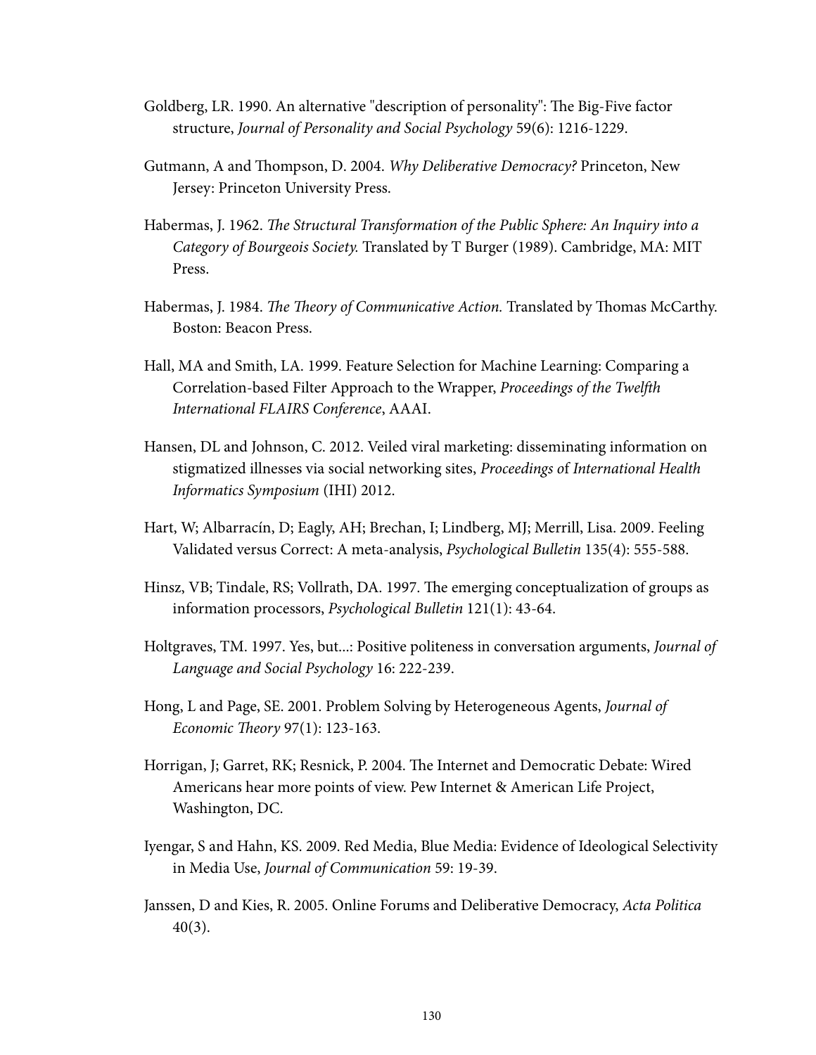Goldberg, LR. 1990. An alternative "description of personality": The Big-Five factor structure, *Journal of Personality and Social Psychology* 59(6): 1216-1229.

Gutmann, A and Thompson, D. 2004. *Why Deliberative Democracy?* Princeton, New Jersey: Princeton University Press.

Habermas, J. 1962. *The Structural Transformation of the Public Sphere: An Inquiry into a Category of Bourgeois Society.* Translated by T Burger (1989). Cambridge, MA: MIT Press.

Habermas, J. 1984. *The Theory of Communicative Action.* Translated by Thomas McCarthy. Boston: Beacon Press.

Hall, MA and Smith, LA. 1999. Feature Selection for Machine Learning: Comparing a Correlation-based Filter Approach to the Wrapper, *Proceedings of the Twelfth International FLAIRS Conference*, AAAI.

Hansen, DL and Johnson, C. 2012. Veiled viral marketing: disseminating information on stigmatized illnesses via social networking sites, *Proceedings* of *International Health Informatics Symposium* (IHI) 2012.

Hart, W; Albarracín, D; Eagly, AH; Brechan, I; Lindberg, MJ; Merrill, Lisa. 2009. Feeling Validated versus Correct: A meta-analysis, *Psychological Bulletin* 135(4): 555-588.

Hinsz, VB; Tindale, RS; Vollrath, DA. 1997. The emerging conceptualization of groups as information processors, *Psychological Bulletin* 121(1): 43-64.

Holtgraves, TM. 1997. Yes, but...: Positive politeness in conversation arguments, *Journal of Language and Social Psychology* 16: 222-239.

Hong, L and Page, SE. 2001. Problem Solving by Heterogeneous Agents, *Journal of Economic Theory* 97(1): 123-163.

Horrigan, J; Garret, RK; Resnick, P. 2004. The Internet and Democratic Debate: Wired Americans hear more points of view. Pew Internet & American Life Project, Washington, DC.

Iyengar, S and Hahn, KS. 2009. Red Media, Blue Media: Evidence of Ideological Selectivity in Media Use, *Journal of Communication* 59: 19-39.

Janssen, D and Kies, R. 2005. Online Forums and Deliberative Democracy, *Acta Politica* 40(3).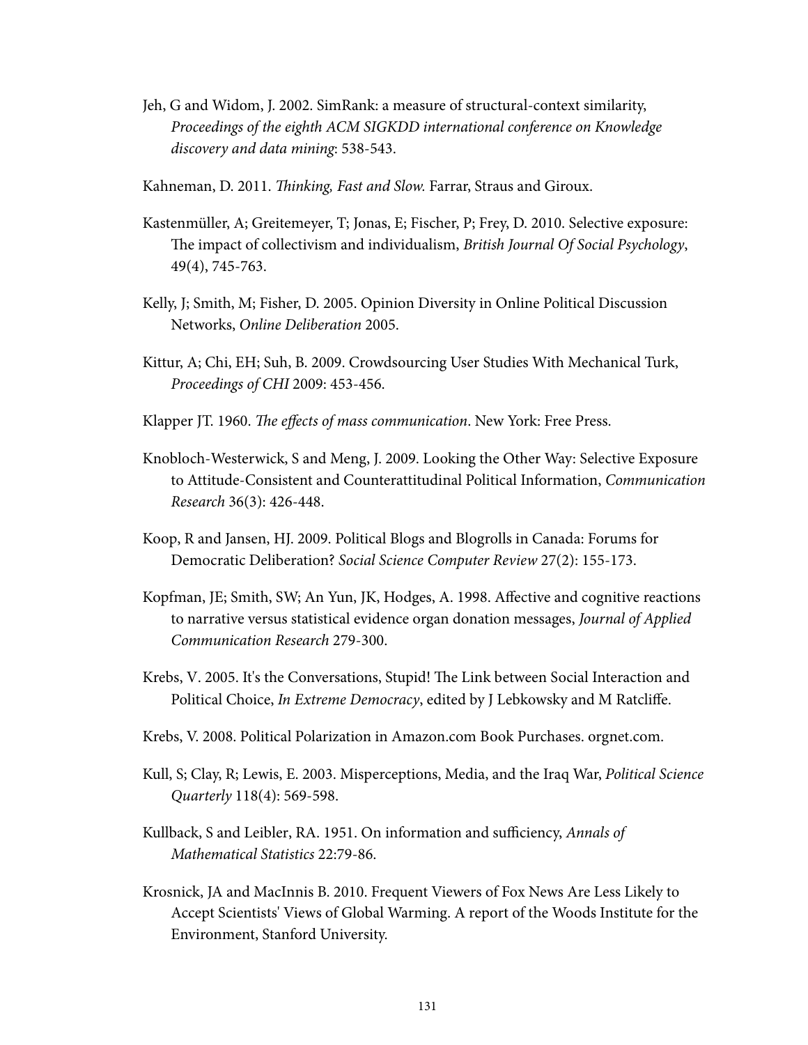Jeh, G and Widom, J. 2002. SimRank: a measure of structural-context similarity, *Proceedings of the eighth ACM SIGKDD international conference on Knowledge discovery and data mining*: 538-543.

Kahneman, D. 2011. *Thinking, Fast and Slow.* Farrar, Straus and Giroux.

Kastenmüller, A; Greitemeyer, T; Jonas, E; Fischer, P; Frey, D. 2010. Selective exposure: The impact of collectivism and individualism, *British Journal Of Social Psychology*, 49(4), 745-763.

Kelly, J; Smith, M; Fisher, D. 2005. Opinion Diversity in Online Political Discussion Networks, *Online Deliberation* 2005.

Kittur, A; Chi, EH; Suh, B. 2009. Crowdsourcing User Studies With Mechanical Turk, *Proceedings of CHI* 2009: 453-456.

Klapper JT. 1960. *The effects of mass communication*. New York: Free Press.

Knobloch-Westerwick, S and Meng, J. 2009. Looking the Other Way: Selective Exposure to Attitude-Consistent and Counterattitudinal Political Information, *Communication Research* 36(3): 426-448.

Koop, R and Jansen, HJ. 2009. Political Blogs and Blogrolls in Canada: Forums for Democratic Deliberation? *Social Science Computer Review* 27(2): 155-173.

Kopfman, JE; Smith, SW; An Yun, JK, Hodges, A. 1998. Affective and cognitive reactions to narrative versus statistical evidence organ donation messages, *Journal of Applied Communication Research* 279-300.

Krebs, V. 2005. It's the Conversations, Stupid! The Link between Social Interaction and Political Choice, *In Extreme Democracy*, edited by J Lebkowsky and M Ratcliffe.

Krebs, V. 2008. Political Polarization in Amazon.com Book Purchases. orgnet.com.

Kull, S; Clay, R; Lewis, E. 2003. Misperceptions, Media, and the Iraq War, *Political Science Quarterly* 118(4): 569-598.

Kullback, S and Leibler, RA. 1951. On information and sufficiency, *Annals of Mathematical Statistics* 22:79-86.

Krosnick, JA and MacInnis B. 2010. Frequent Viewers of Fox News Are Less Likely to Accept Scientists' Views of Global Warming. A report of the Woods Institute for the Environment, Stanford University.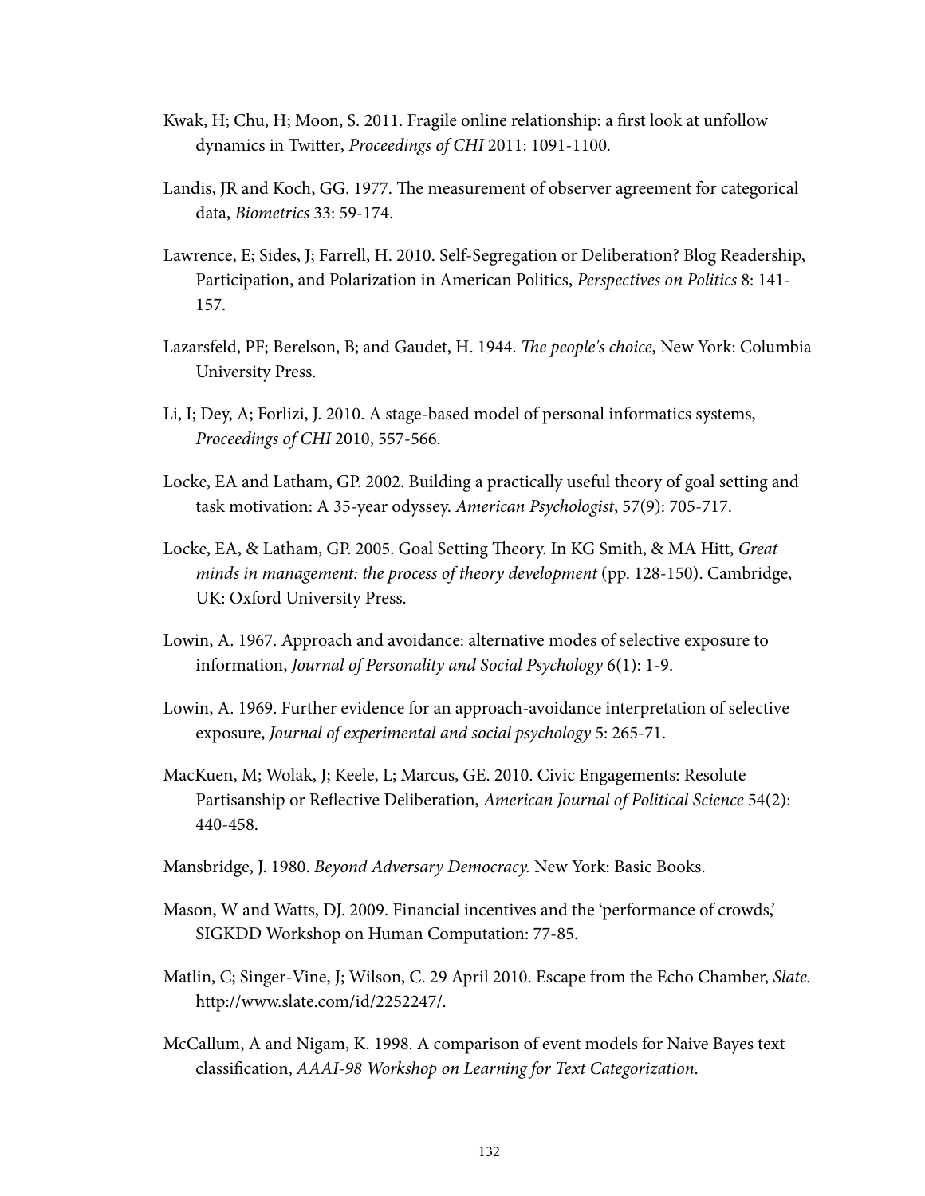Kwak, H; Chu, H; Moon, S. 2011. Fragile online relationship: a first look at unfollow dynamics in Twitter, *Proceedings of CHI* 2011: 1091-1100.

Landis, JR and Koch, GG. 1977. The measurement of observer agreement for categorical data, *Biometrics* 33: 59-174.

Lawrence, E; Sides, J; Farrell, H. 2010. Self-Segregation or Deliberation? Blog Readership, Participation, and Polarization in American Politics, *Perspectives on Politics* 8: 141-157.

Lazarsfeld, PF; Berelson, B; and Gaudet, H. 1944. *The people's choice*, New York: Columbia University Press.

Li, I; Dey, A; Forlizi, J. 2010. A stage-based model of personal informatics systems, *Proceedings of CHI* 2010, 557-566.

Locke, EA and Latham, GP. 2002. Building a practically useful theory of goal setting and task motivation: A 35-year odyssey. *American Psychologist*, 57(9): 705-717.

Locke, EA, & Latham, GP. 2005. Goal Setting Theory. In KG Smith, & MA Hitt, *Great minds in management: the process of theory development* (pp. 128-150). Cambridge, UK: Oxford University Press.

Lowin, A. 1967. Approach and avoidance: alternative modes of selective exposure to information, *Journal of Personality and Social Psychology* 6(1): 1-9.

Lowin, A. 1969. Further evidence for an approach-avoidance interpretation of selective exposure, *Journal of experimental and social psychology* 5: 265-71.

MacKuen, M; Wolak, J; Keele, L; Marcus, GE. 2010. Civic Engagements: Resolute Partisanship or Reflective Deliberation, *American Journal of Political Science* 54(2): 440-458.

Mansbridge, J. 1980. *Beyond Adversary Democracy.* New York: Basic Books.

Mason, W and Watts, DJ. 2009. Financial incentives and the 'performance of crowds,' SIGKDD Workshop on Human Computation: 77-85.

Matlin, C; Singer-Vine, J; Wilson, C. 29 April 2010. Escape from the Echo Chamber, *Slate.* http://www.slate.com/id/2252247/.

McCallum, A and Nigam, K. 1998. A comparison of event models for Naive Bayes text classification, *AAAI-98 Workshop on Learning for Text Categorization*.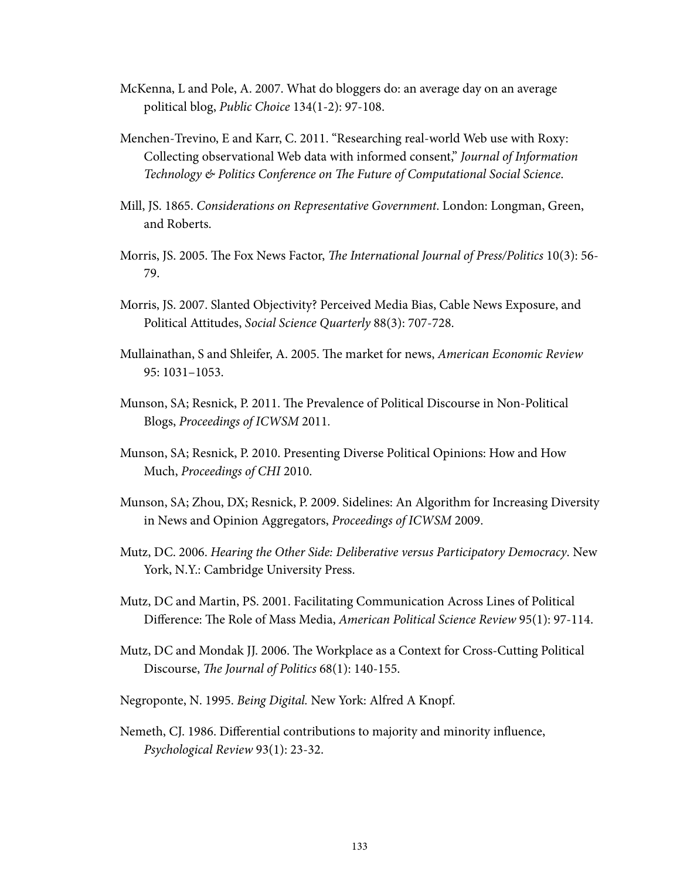McKenna, L and Pole, A. 2007. What do bloggers do: an average day on an average political blog, *Public Choice* 134(1-2): 97-108.

Menchen-Trevino, E and Karr, C. 2011. "Researching real-world Web use with Roxy: Collecting observational Web data with informed consent," *Journal of Information Technology & Politics Conference on The Future of Computational Social Science*.

Mill, JS. 1865. *Considerations on Representative Government*. London: Longman, Green, and Roberts.

Morris, JS. 2005. The Fox News Factor, *The International Journal of Press/Politics* 10(3): 56-79.

Morris, JS. 2007. Slanted Objectivity? Perceived Media Bias, Cable News Exposure, and Political Attitudes, *Social Science Quarterly* 88(3): 707-728.

Mullainathan, S and Shleifer, A. 2005. The market for news, *American Economic Review* 95: 1031–1053.

Munson, SA; Resnick, P. 2011. The Prevalence of Political Discourse in Non-Political Blogs, *Proceedings of ICWSM* 2011.

Munson, SA; Resnick, P. 2010. Presenting Diverse Political Opinions: How and How Much, *Proceedings of CHI* 2010.

Munson, SA; Zhou, DX; Resnick, P. 2009. Sidelines: An Algorithm for Increasing Diversity in News and Opinion Aggregators, *Proceedings of ICWSM* 2009.

Mutz, DC. 2006. *Hearing the Other Side: Deliberative versus Participatory Democracy*. New York, N.Y.: Cambridge University Press.

Mutz, DC and Martin, PS. 2001. Facilitating Communication Across Lines of Political Difference: The Role of Mass Media, *American Political Science Review* 95(1): 97-114.

Mutz, DC and Mondak JJ. 2006. The Workplace as a Context for Cross-Cutting Political Discourse, *The Journal of Politics* 68(1): 140-155.

Negroponte, N. 1995. *Being Digital.* New York: Alfred A Knopf.

Nemeth, CJ. 1986. Differential contributions to majority and minority influence, *Psychological Review* 93(1): 23-32.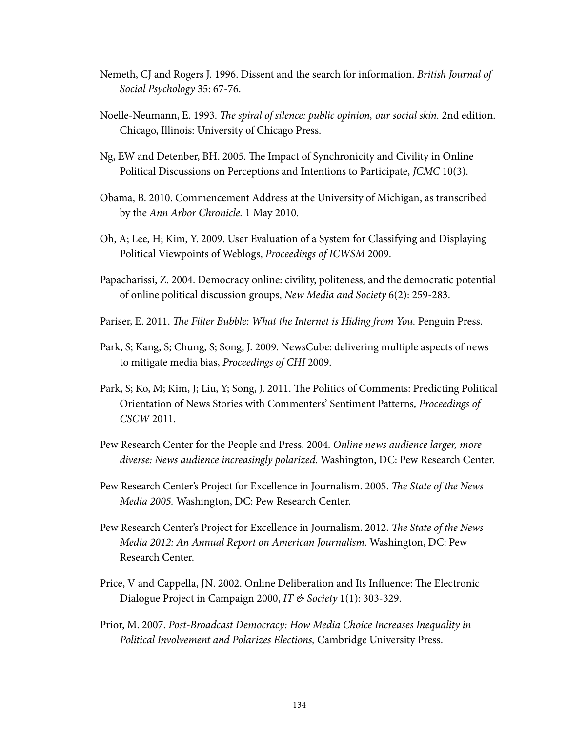Nemeth, CJ and Rogers J. 1996. Dissent and the search for information. *British Journal of Social Psychology* 35: 67-76.

Noelle-Neumann, E. 1993. *The spiral of silence: public opinion, our social skin.* 2nd edition. Chicago, Illinois: University of Chicago Press.

Ng, EW and Detenber, BH. 2005. The Impact of Synchronicity and Civility in Online Political Discussions on Perceptions and Intentions to Participate, *JCMC* 10(3).

Obama, B. 2010. Commencement Address at the University of Michigan, as transcribed by the *Ann Arbor Chronicle.* 1 May 2010.

Oh, A; Lee, H; Kim, Y. 2009. User Evaluation of a System for Classifying and Displaying Political Viewpoints of Weblogs, *Proceedings of ICWSM* 2009.

Papacharissi, Z. 2004. Democracy online: civility, politeness, and the democratic potential of online political discussion groups, *New Media and Society* 6(2): 259-283.

Pariser, E. 2011. *The Filter Bubble: What the Internet is Hiding from You.* Penguin Press.

Park, S; Kang, S; Chung, S; Song, J. 2009. NewsCube: delivering multiple aspects of news to mitigate media bias, *Proceedings of CHI* 2009.

Park, S; Ko, M; Kim, J; Liu, Y; Song, J. 2011. The Politics of Comments: Predicting Political Orientation of News Stories with Commenters' Sentiment Patterns, *Proceedings of CSCW* 2011.

Pew Research Center for the People and Press. 2004. *Online news audience larger, more diverse: News audience increasingly polarized.* Washington, DC: Pew Research Center.

Pew Research Center's Project for Excellence in Journalism. 2005. *The State of the News Media 2005.* Washington, DC: Pew Research Center.

Pew Research Center's Project for Excellence in Journalism. 2012. *The State of the News Media 2012: An Annual Report on American Journalism.* Washington, DC: Pew Research Center.

Price, V and Cappella, JN. 2002. Online Deliberation and Its Influence: The Electronic Dialogue Project in Campaign 2000, *IT & Society* 1(1): 303-329.

Prior, M. 2007. *Post-Broadcast Democracy: How Media Choice Increases Inequality in Political Involvement and Polarizes Elections,* Cambridge University Press.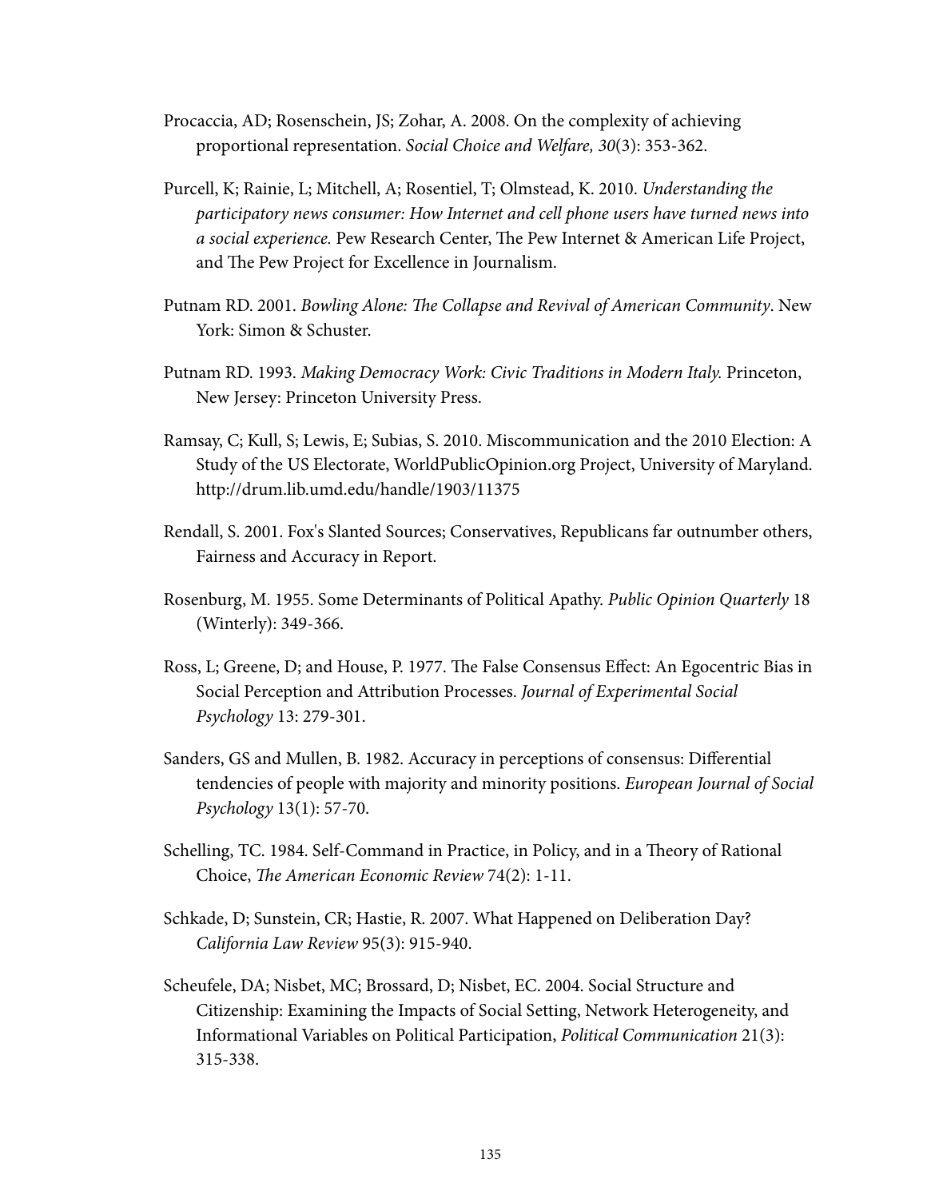Procaccia, AD; Rosenschein, JS; Zohar, A. 2008. On the complexity of achieving proportional representation. *Social Choice and Welfare, 30*(3): 353-362.

Purcell, K; Rainie, L; Mitchell, A; Rosentiel, T; Olmstead, K. 2010. *Understanding the participatory news consumer: How Internet and cell phone users have turned news into a social experience.* Pew Research Center, The Pew Internet & American Life Project, and The Pew Project for Excellence in Journalism.

Putnam RD. 2001. *Bowling Alone: The Collapse and Revival of American Community*. New York: Simon & Schuster.

Putnam RD. 1993. *Making Democracy Work: Civic Traditions in Modern Italy.* Princeton, New Jersey: Princeton University Press.

Ramsay, C; Kull, S; Lewis, E; Subias, S. 2010. Miscommunication and the 2010 Election: A Study of the US Electorate, WorldPublicOpinion.org Project, University of Maryland. http://drum.lib.umd.edu/handle/1903/11375

Rendall, S. 2001. Fox's Slanted Sources; Conservatives, Republicans far outnumber others, Fairness and Accuracy in Report.

Rosenburg, M. 1955. Some Determinants of Political Apathy. *Public Opinion Quarterly* 18 (Winterly): 349-366.

Ross, L; Greene, D; and House, P. 1977. The False Consensus Effect: An Egocentric Bias in Social Perception and Attribution Processes. *Journal of Experimental Social Psychology* 13: 279-301.

Sanders, GS and Mullen, B. 1982. Accuracy in perceptions of consensus: Differential tendencies of people with majority and minority positions. *European Journal of Social Psychology* 13(1): 57-70.

Schelling, TC. 1984. Self-Command in Practice, in Policy, and in a Theory of Rational Choice, *The American Economic Review* 74(2): 1-11.

Schkade, D; Sunstein, CR; Hastie, R. 2007. What Happened on Deliberation Day? *California Law Review* 95(3): 915-940.

Scheufele, DA; Nisbet, MC; Brossard, D; Nisbet, EC. 2004. Social Structure and Citizenship: Examining the Impacts of Social Setting, Network Heterogeneity, and Informational Variables on Political Participation, *Political Communication* 21(3): 315-338.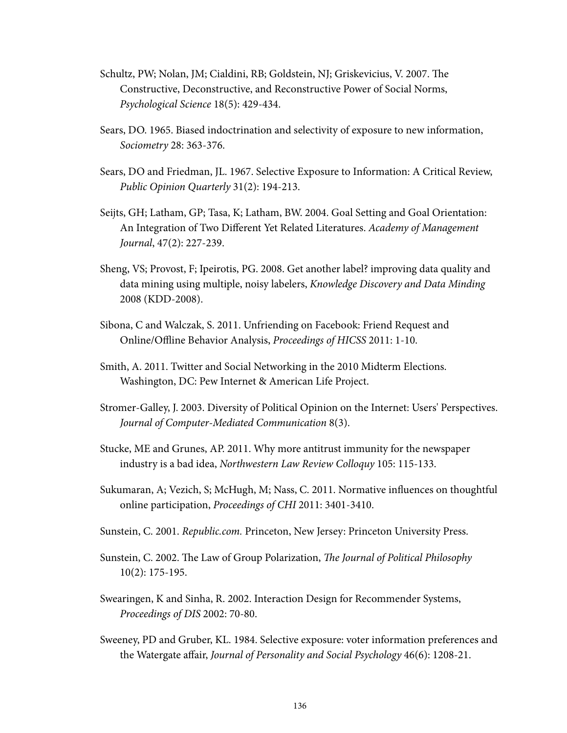Schultz, PW; Nolan, JM; Cialdini, RB; Goldstein, NJ; Griskevicius, V. 2007. The Constructive, Deconstructive, and Reconstructive Power of Social Norms, *Psychological Science* 18(5): 429-434.

Sears, DO. 1965. Biased indoctrination and selectivity of exposure to new information, *Sociometry* 28: 363-376.

Sears, DO and Friedman, JL. 1967. Selective Exposure to Information: A Critical Review, *Public Opinion Quarterly* 31(2): 194-213.

Seijts, GH; Latham, GP; Tasa, K; Latham, BW. 2004. Goal Setting and Goal Orientation: An Integration of Two Different Yet Related Literatures. *Academy of Management Journal*, 47(2): 227-239.

Sheng, VS; Provost, F; Ipeirotis, PG. 2008. Get another label? improving data quality and data mining using multiple, noisy labelers, *Knowledge Discovery and Data Minding* 2008 (KDD-2008).

Sibona, C and Walczak, S. 2011. Unfriending on Facebook: Friend Request and Online/Offline Behavior Analysis, *Proceedings of HICSS* 2011: 1-10.

Smith, A. 2011. Twitter and Social Networking in the 2010 Midterm Elections. Washington, DC: Pew Internet & American Life Project.

Stromer-Galley, J. 2003. Diversity of Political Opinion on the Internet: Users' Perspectives. *Journal of Computer-Mediated Communication* 8(3).

Stucke, ME and Grunes, AP. 2011. Why more antitrust immunity for the newspaper industry is a bad idea, *Northwestern Law Review Colloquy* 105: 115-133.

Sukumaran, A; Vezich, S; McHugh, M; Nass, C. 2011. Normative influences on thoughtful online participation, *Proceedings of CHI* 2011: 3401-3410.

Sunstein, C. 2001. *Republic.com.* Princeton, New Jersey: Princeton University Press.

Sunstein, C. 2002. The Law of Group Polarization, *The Journal of Political Philosophy* 10(2): 175-195.

Swearingen, K and Sinha, R. 2002. Interaction Design for Recommender Systems, *Proceedings of DIS* 2002: 70-80.

Sweeney, PD and Gruber, KL. 1984. Selective exposure: voter information preferences and the Watergate affair, *Journal of Personality and Social Psychology* 46(6): 1208-21.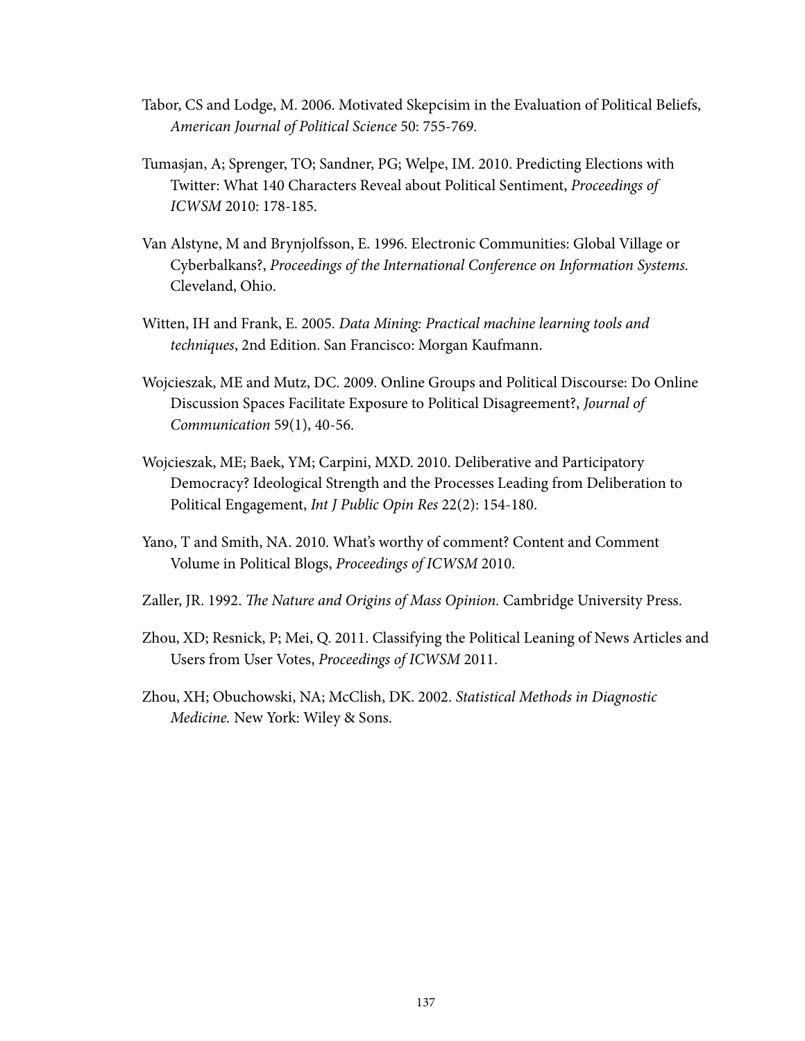Tabor, CS and Lodge, M. 2006. Motivated Skepcisim in the Evaluation of Political Beliefs, *American Journal of Political Science* 50: 755-769.

Tumasjan, A; Sprenger, TO; Sandner, PG; Welpe, IM. 2010. Predicting Elections with Twitter: What 140 Characters Reveal about Political Sentiment, *Proceedings of ICWSM* 2010: 178-185.

Van Alstyne, M and Brynjolfsson, E. 1996. Electronic Communities: Global Village or Cyberbalkans?, *Proceedings of the International Conference on Information Systems.* Cleveland, Ohio.

Witten, IH and Frank, E. 2005. *Data Mining: Practical machine learning tools and techniques*, 2nd Edition. San Francisco: Morgan Kaufmann.

Wojcieszak, ME and Mutz, DC. 2009. Online Groups and Political Discourse: Do Online Discussion Spaces Facilitate Exposure to Political Disagreement?, *Journal of Communication* 59(1), 40-56.

Wojcieszak, ME; Baek, YM; Carpini, MXD. 2010. Deliberative and Participatory Democracy? Ideological Strength and the Processes Leading from Deliberation to Political Engagement, *Int J Public Opin Res* 22(2): 154-180.

Yano, T and Smith, NA. 2010. What's worthy of comment? Content and Comment Volume in Political Blogs, *Proceedings of ICWSM* 2010.

Zaller, JR. 1992. *The Nature and Origins of Mass Opinion.* Cambridge University Press.

Zhou, XD; Resnick, P; Mei, Q. 2011. Classifying the Political Leaning of News Articles and Users from User Votes, *Proceedings of ICWSM* 2011.

Zhou, XH; Obuchowski, NA; McClish, DK. 2002. *Statistical Methods in Diagnostic Medicine.* New York: Wiley & Sons.